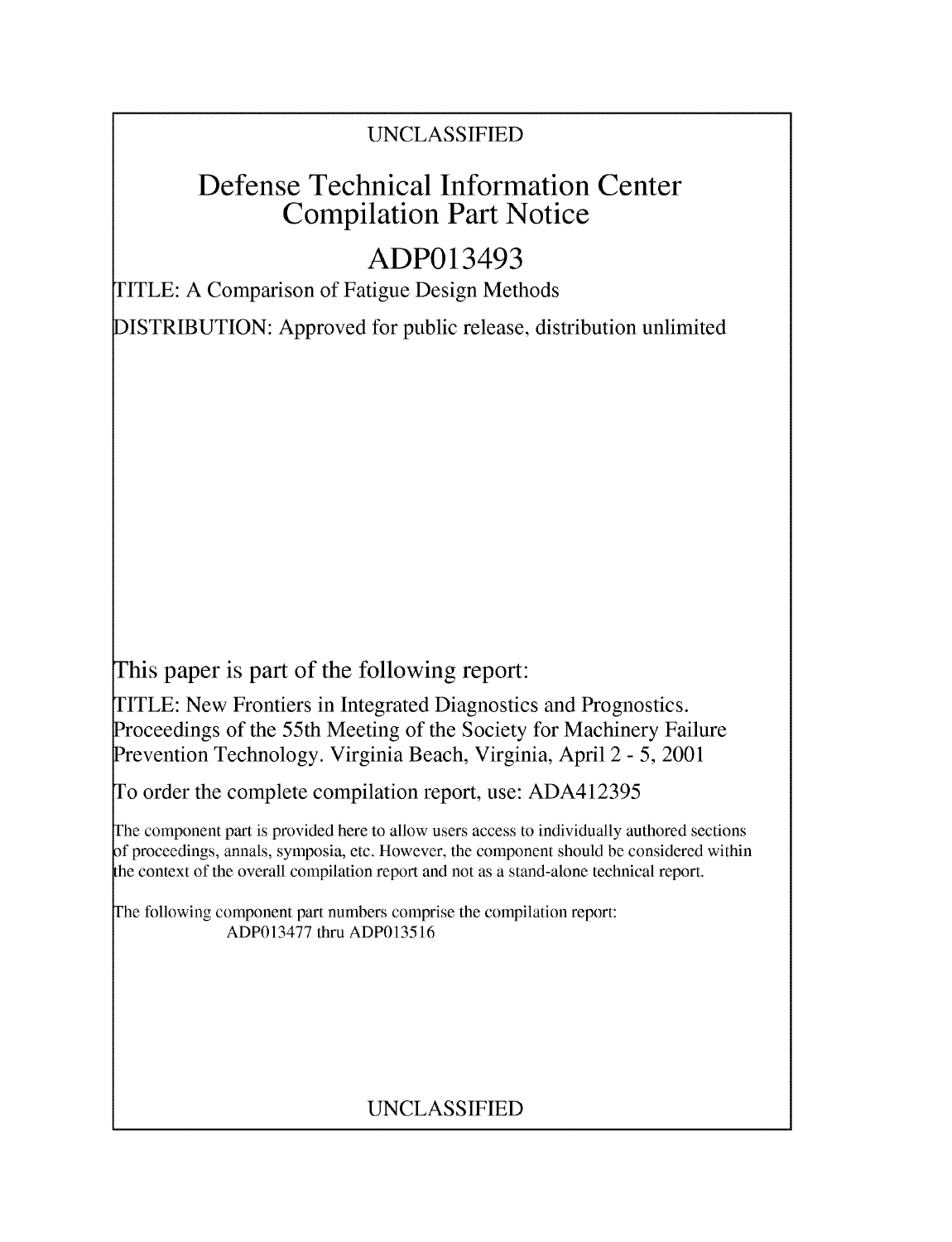UNCLASSIFIED

# Defense Technical Information Center Compilation Part Notice

## ADP013493

TITLE: A Comparison of Fatigue Design Methods

DISTRIBUTION: Approved for public release, distribution unlimited

This paper is part of the following report:

TITLE: New Frontiers in Integrated Diagnostics and Prognostics. Proceedings of the 55th Meeting of the Society for Machinery Failure Prevention Technology. Virginia Beach, Virginia, April 2 - 5, 2001

To order the complete compilation report, use: ADA412395

The component part is provided here to allow users access to individually authored sections of proceedings, annals, symposia, etc. However, the component should be considered within the context of the overall compilation report and not as a stand-alone technical report.

The following component part numbers comprise the compilation report:
ADP013477 thru ADP013516

UNCLASSIFIED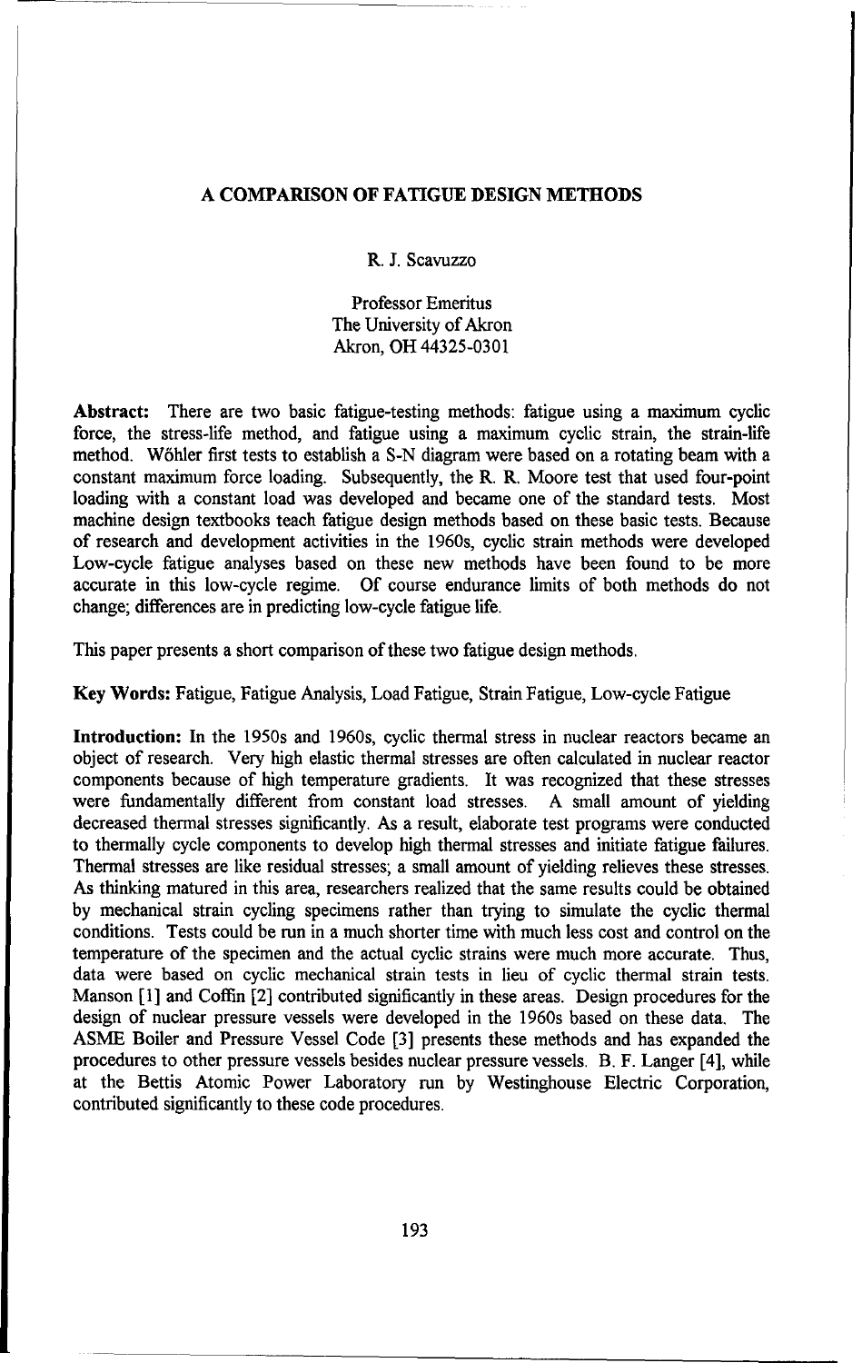# A COMPARISON OF FATIGUE DESIGN METHODS

R. J. Scavuzzo

Professor Emeritus
The University of Akron
Akron, OH 44325-0301

**Abstract:** There are two basic fatigue-testing methods: fatigue using a maximum cyclic force, the stress-life method, and fatigue using a maximum cyclic strain, the strain-life method. Wöhler first tests to establish a S-N diagram were based on a rotating beam with a constant maximum force loading. Subsequently, the R. R. Moore test that used four-point loading with a constant load was developed and became one of the standard tests. Most machine design textbooks teach fatigue design methods based on these basic tests. Because of research and development activities in the 1960s, cyclic strain methods were developed Low-cycle fatigue analyses based on these new methods have been found to be more accurate in this low-cycle regime. Of course endurance limits of both methods do not change; differences are in predicting low-cycle fatigue life.

This paper presents a short comparison of these two fatigue design methods.

**Key Words:** Fatigue, Fatigue Analysis, Load Fatigue, Strain Fatigue, Low-cycle Fatigue

**Introduction:** In the 1950s and 1960s, cyclic thermal stress in nuclear reactors became an object of research. Very high elastic thermal stresses are often calculated in nuclear reactor components because of high temperature gradients. It was recognized that these stresses were fundamentally different from constant load stresses. A small amount of yielding decreased thermal stresses significantly. As a result, elaborate test programs were conducted to thermally cycle components to develop high thermal stresses and initiate fatigue failures. Thermal stresses are like residual stresses; a small amount of yielding relieves these stresses. As thinking matured in this area, researchers realized that the same results could be obtained by mechanical strain cycling specimens rather than trying to simulate the cyclic thermal conditions. Tests could be run in a much shorter time with much less cost and control on the temperature of the specimen and the actual cyclic strains were much more accurate. Thus, data were based on cyclic mechanical strain tests in lieu of cyclic thermal strain tests. Manson [1] and Coffin [2] contributed significantly in these areas. Design procedures for the design of nuclear pressure vessels were developed in the 1960s based on these data. The ASME Boiler and Pressure Vessel Code [3] presents these methods and has expanded the procedures to other pressure vessels besides nuclear pressure vessels. B. F. Langer [4], while at the Bettis Atomic Power Laboratory run by Westinghouse Electric Corporation, contributed significantly to these code procedures.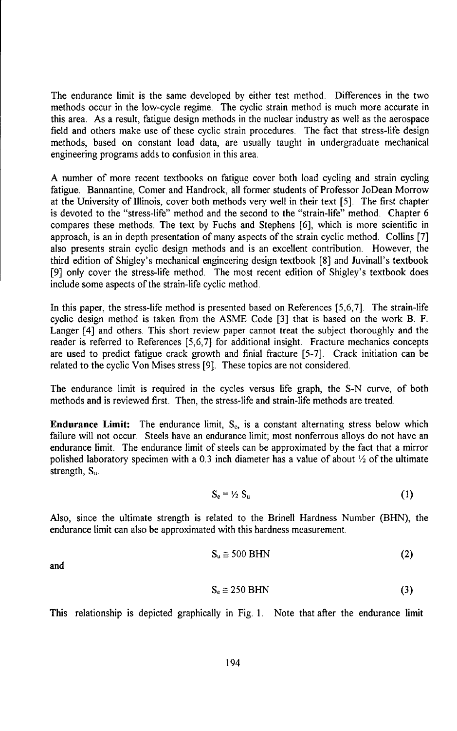The endurance limit is the same developed by either test method. Differences in the two methods occur in the low-cycle regime. The cyclic strain method is much more accurate in this area. As a result, fatigue design methods in the nuclear industry as well as the aerospace field and others make use of these cyclic strain procedures. The fact that stress-life design methods, based on constant load data, are usually taught in undergraduate mechanical engineering programs adds to confusion in this area.

A number of more recent textbooks on fatigue cover both load cycling and strain cycling fatigue. Bannantine, Comer and Handrock, all former students of Professor JoDean Morrow at the University of Illinois, cover both methods very well in their text [5]. The first chapter is devoted to the "stress-life" method and the second to the "strain-life" method. Chapter 6 compares these methods. The text by Fuchs and Stephens [6], which is more scientific in approach, is an in depth presentation of many aspects of the strain cyclic method. Collins [7] also presents strain cyclic design methods and is an excellent contribution. However, the third edition of Shigley's mechanical engineering design textbook [8] and Juvinall's textbook [9] only cover the stress-life method. The most recent edition of Shigley's textbook does include some aspects of the strain-life cyclic method.

In this paper, the stress-life method is presented based on References [5,6,7]. The strain-life cyclic design method is taken from the ASME Code [3] that is based on the work B. F. Langer [4] and others. This short review paper cannot treat the subject thoroughly and the reader is referred to References [5,6,7] for additional insight. Fracture mechanics concepts are used to predict fatigue crack growth and finial fracture [5-7]. Crack initiation can be related to the cyclic Von Mises stress [9]. These topics are not considered.

The endurance limit is required in the cycles versus life graph, the S-N curve, of both methods and is reviewed first. Then, the stress-life and strain-life methods are treated.

**Endurance Limit:** The endurance limit, $S_e$, is a constant alternating stress below which failure will not occur. Steels have an endurance limit; most nonferrous alloys do not have an endurance limit. The endurance limit of steels can be approximated by the fact that a mirror polished laboratory specimen with a 0.3 inch diameter has a value of about ½ of the ultimate strength, $S_u$.

$$S_e = \tfrac{1}{2} S_u \qquad (1)$$

Also, since the ultimate strength is related to the Brinell Hardness Number (BHN), the endurance limit can also be approximated with this hardness measurement.

$$S_u \cong 500 \text{ BHN} \qquad (2)$$

and

$$S_e \cong 250 \text{ BHN} \qquad (3)$$

This relationship is depicted graphically in Fig. 1. Note that after the endurance limit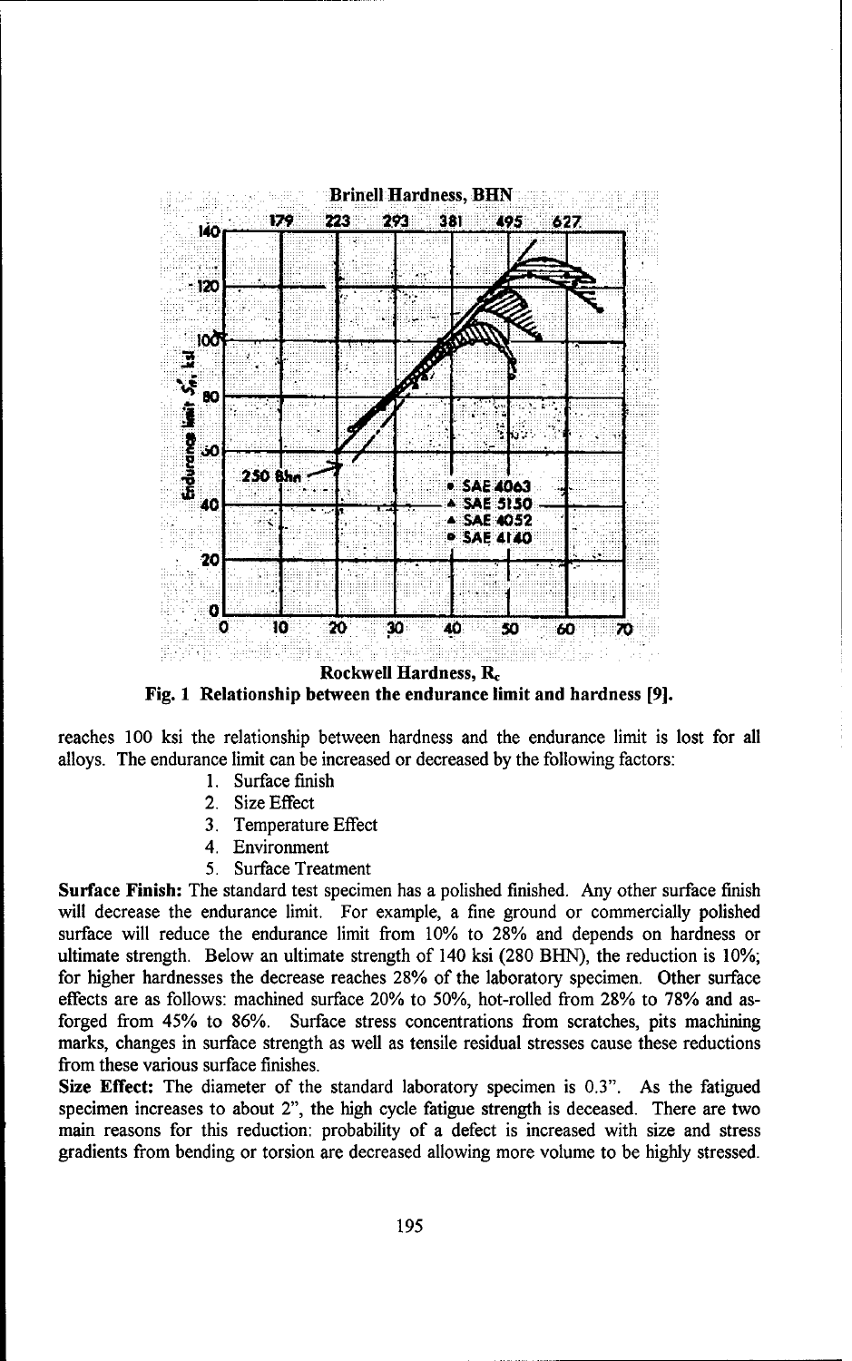**Fig. 1 Relationship between the endurance limit and hardness [9].**

reaches 100 ksi the relationship between hardness and the endurance limit is lost for all alloys. The endurance limit can be increased or decreased by the following factors:

1. Surface finish
2. Size Effect
3. Temperature Effect
4. Environment
5. Surface Treatment

**Surface Finish:** The standard test specimen has a polished finished. Any other surface finish will decrease the endurance limit. For example, a fine ground or commercially polished surface will reduce the endurance limit from 10% to 28% and depends on hardness or ultimate strength. Below an ultimate strength of 140 ksi (280 BHN), the reduction is 10%; for higher hardnesses the decrease reaches 28% of the laboratory specimen. Other surface effects are as follows: machined surface 20% to 50%, hot-rolled from 28% to 78% and as-forged from 45% to 86%. Surface stress concentrations from scratches, pits machining marks, changes in surface strength as well as tensile residual stresses cause these reductions from these various surface finishes.

**Size Effect:** The diameter of the standard laboratory specimen is 0.3". As the fatigued specimen increases to about 2", the high cycle fatigue strength is deceased. There are two main reasons for this reduction: probability of a defect is increased with size and stress gradients from bending or torsion are decreased allowing more volume to be highly stressed.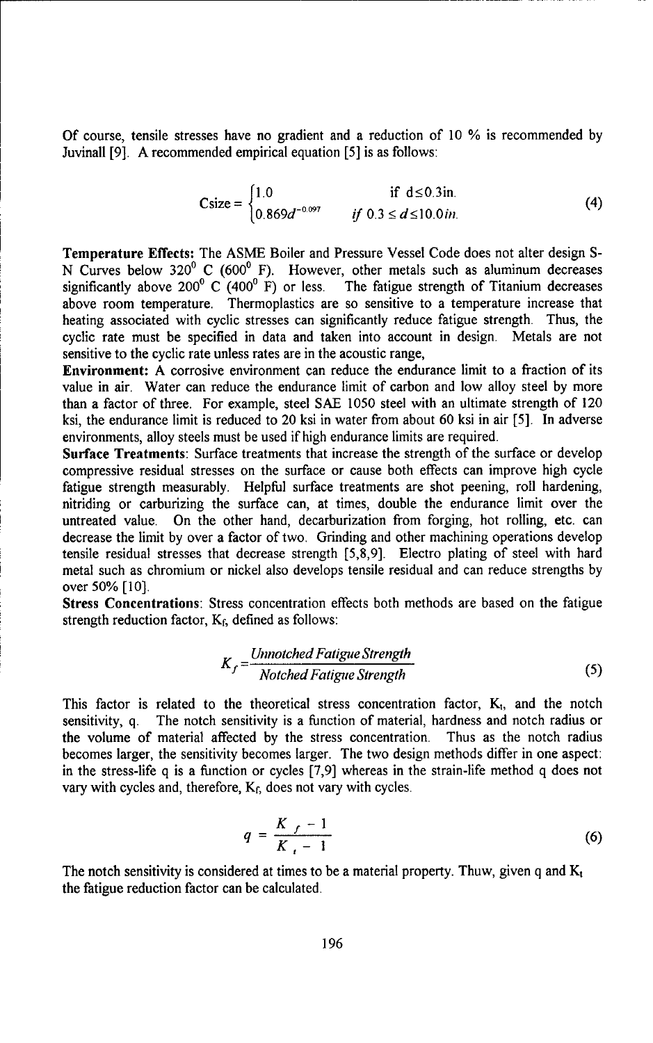Of course, tensile stresses have no gradient and a reduction of 10 % is recommended by Juvinall [9]. A recommended empirical equation [5] is as follows:

$$\text{Csize} = \begin{cases} 1.0 & \text{if } d \leq 0.3\text{in.} \\ 0.869d^{-0.097} & \text{if } 0.3 \leq d \leq 10.0\text{in.} \end{cases} \tag{4}$$

**Temperature Effects:** The ASME Boiler and Pressure Vessel Code does not alter design S-N Curves below $320^0$ C ($600^0$ F). However, other metals such as aluminum decreases significantly above $200^0$ C ($400^0$ F) or less. The fatigue strength of Titanium decreases above room temperature. Thermoplastics are so sensitive to a temperature increase that heating associated with cyclic stresses can significantly reduce fatigue strength. Thus, the cyclic rate must be specified in data and taken into account in design. Metals are not sensitive to the cyclic rate unless rates are in the acoustic range,

**Environment:** A corrosive environment can reduce the endurance limit to a fraction of its value in air. Water can reduce the endurance limit of carbon and low alloy steel by more than a factor of three. For example, steel SAE 1050 steel with an ultimate strength of 120 ksi, the endurance limit is reduced to 20 ksi in water from about 60 ksi in air [5]. In adverse environments, alloy steels must be used if high endurance limits are required.

**Surface Treatments:** Surface treatments that increase the strength of the surface or develop compressive residual stresses on the surface or cause both effects can improve high cycle fatigue strength measurably. Helpful surface treatments are shot peening, roll hardening, nitriding or carburizing the surface can, at times, double the endurance limit over the untreated value. On the other hand, decarburization from forging, hot rolling, etc. can decrease the limit by over a factor of two. Grinding and other machining operations develop tensile residual stresses that decrease strength [5,8,9]. Electro plating of steel with hard metal such as chromium or nickel also develops tensile residual and can reduce strengths by over 50% [10].

**Stress Concentrations**: Stress concentration effects both methods are based on the fatigue strength reduction factor, $K_f$, defined as follows:

$$K_f = \frac{\textit{Unnotched Fatigue Strength}}{\textit{Notched Fatigue Strength}} \tag{5}$$

This factor is related to the theoretical stress concentration factor, $K_t$, and the notch sensitivity, q. The notch sensitivity is a function of material, hardness and notch radius or the volume of material affected by the stress concentration. Thus as the notch radius becomes larger, the sensitivity becomes larger. The two design methods differ in one aspect: in the stress-life q is a function or cycles [7,9] whereas in the strain-life method q does not vary with cycles and, therefore, $K_f$, does not vary with cycles.

$$q = \frac{K_f - 1}{K_t - 1} \tag{6}$$

The notch sensitivity is considered at times to be a material property. Thuw, given q and $K_t$ the fatigue reduction factor can be calculated.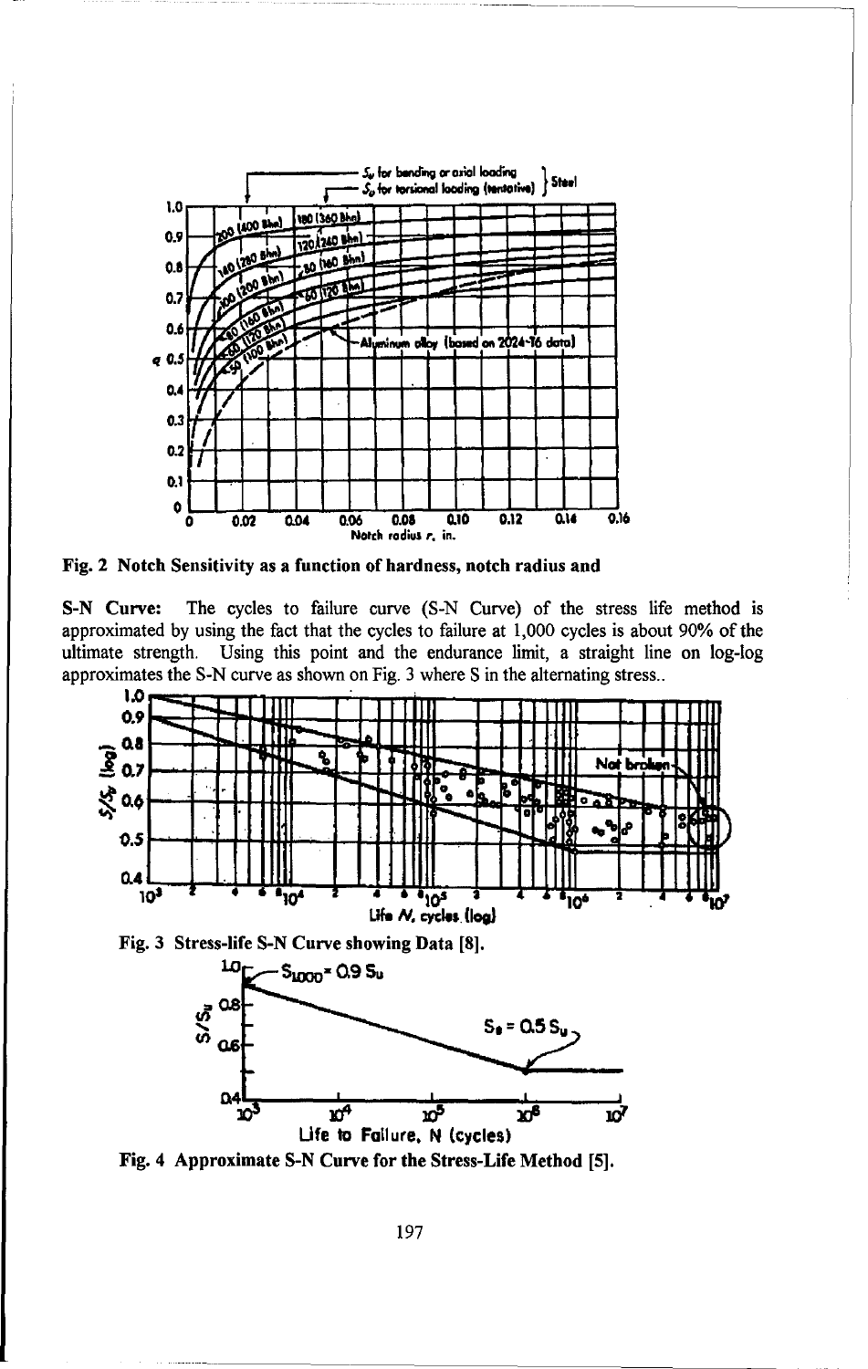Fig. 2 Notch Sensitivity as a function of hardness, notch radius and

**S-N Curve:** The cycles to failure curve (S-N Curve) of the stress life method is approximated by using the fact that the cycles to failure at 1,000 cycles is about 90% of the ultimate strength. Using this point and the endurance limit, a straight line on log-log approximates the S-N curve as shown on Fig. 3 where S in the alternating stress..

Fig. 3 Stress-life S-N Curve showing Data [8].

Fig. 4 Approximate S-N Curve for the Stress-Life Method [5].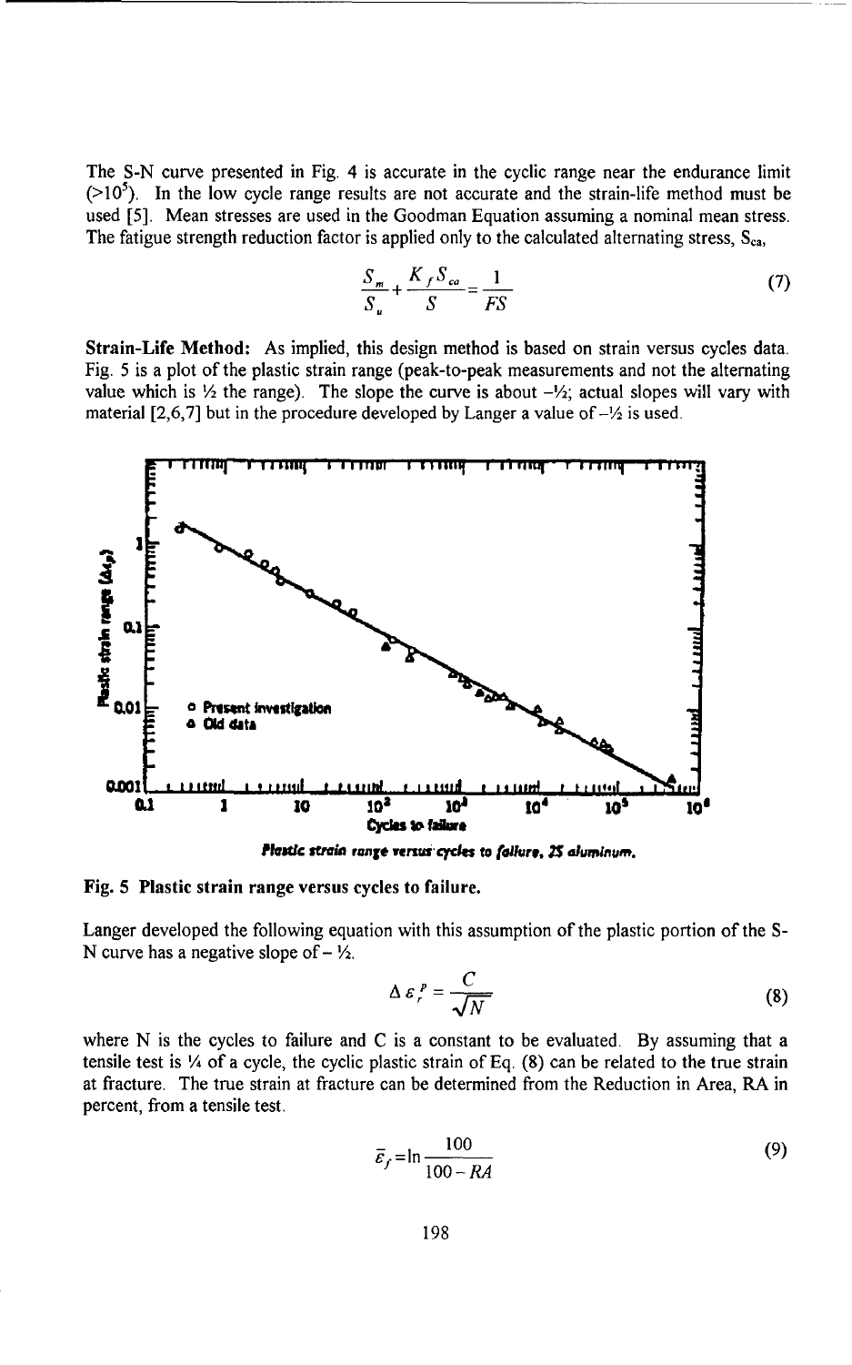The S-N curve presented in Fig. 4 is accurate in the cyclic range near the endurance limit (>$10^5$). In the low cycle range results are not accurate and the strain-life method must be used [5]. Mean stresses are used in the Goodman Equation assuming a nominal mean stress. The fatigue strength reduction factor is applied only to the calculated alternating stress, $S_{ca}$,

$$\frac{S_m}{S_u} + \frac{K_f S_{ca}}{S} = \frac{1}{FS} \tag{7}$$

**Strain-Life Method:** As implied, this design method is based on strain versus cycles data. Fig. 5 is a plot of the plastic strain range (peak-to-peak measurements and not the alternating value which is ½ the range). The slope the curve is about –½; actual slopes will vary with material [2,6,7] but in the procedure developed by Langer a value of –½ is used.

*Plastic strain range versus cycles to failure, 2S aluminum.*

**Fig. 5 Plastic strain range versus cycles to failure.**

Langer developed the following equation with this assumption of the plastic portion of the S-N curve has a negative slope of – ½.

$$\Delta \varepsilon_r^p = \frac{C}{\sqrt{N}} \tag{8}$$

where N is the cycles to failure and C is a constant to be evaluated. By assuming that a tensile test is ¼ of a cycle, the cyclic plastic strain of Eq. (8) can be related to the true strain at fracture. The true strain at fracture can be determined from the Reduction in Area, RA in percent, from a tensile test.

$$\bar{\varepsilon}_f = \ln \frac{100}{100 - RA} \tag{9}$$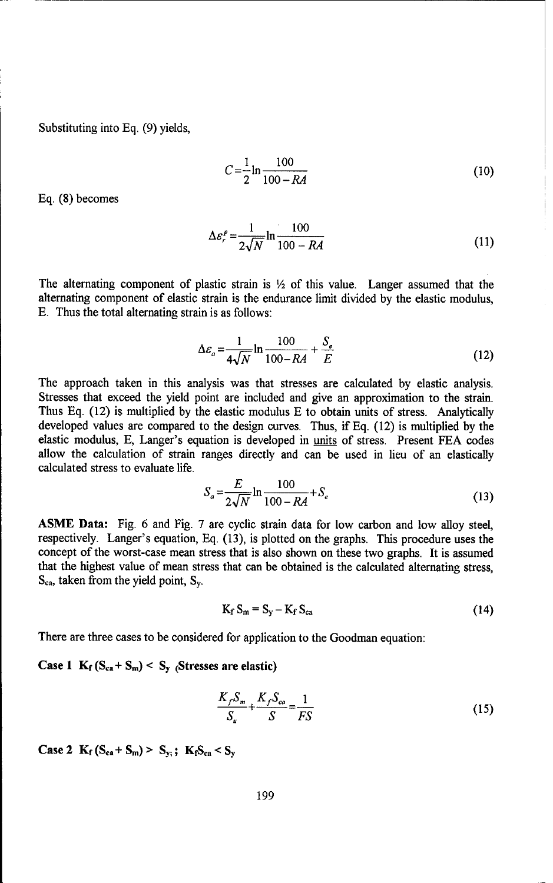Substituting into Eq. (9) yields,

$$C = \frac{1}{2}\ln\frac{100}{100 - RA} \tag{10}$$

Eq. (8) becomes

$$\Delta\varepsilon_r^p = \frac{1}{2\sqrt{N}}\ln\frac{100}{100 - RA} \tag{11}$$

The alternating component of plastic strain is ½ of this value. Langer assumed that the alternating component of elastic strain is the endurance limit divided by the elastic modulus, E. Thus the total alternating strain is as follows:

$$\Delta\varepsilon_a = \frac{1}{4\sqrt{N}}\ln\frac{100}{100 - RA} + \frac{S_e}{E} \tag{12}$$

The approach taken in this analysis was that stresses are calculated by elastic analysis. Stresses that exceed the yield point are included and give an approximation to the strain. Thus Eq. (12) is multiplied by the elastic modulus E to obtain units of stress. Analytically developed values are compared to the design curves. Thus, if Eq. (12) is multiplied by the elastic modulus, E, Langer's equation is developed in units of stress. Present FEA codes allow the calculation of strain ranges directly and can be used in lieu of an elastically calculated stress to evaluate life.

$$S_a = \frac{E}{2\sqrt{N}}\ln\frac{100}{100 - RA} + S_e \tag{13}$$

**ASME Data:** Fig. 6 and Fig. 7 are cyclic strain data for low carbon and low alloy steel, respectively. Langer's equation, Eq. (13), is plotted on the graphs. This procedure uses the concept of the worst-case mean stress that is also shown on these two graphs. It is assumed that the highest value of mean stress that can be obtained is the calculated alternating stress, $S_{ca}$, taken from the yield point, $S_y$.

$$K_f S_m = S_y - K_f S_{ca} \tag{14}$$

There are three cases to be considered for application to the Goodman equation:

**Case 1 $K_f(S_{ca} + S_m) < S_y$ (Stresses are elastic)**

$$\frac{K_f S_m}{S_u} + \frac{K_f S_{ca}}{S} = \frac{1}{FS} \tag{15}$$

**Case 2 $K_f(S_{ca} + S_m) > S_y$; $K_f S_{ca} < S_y$**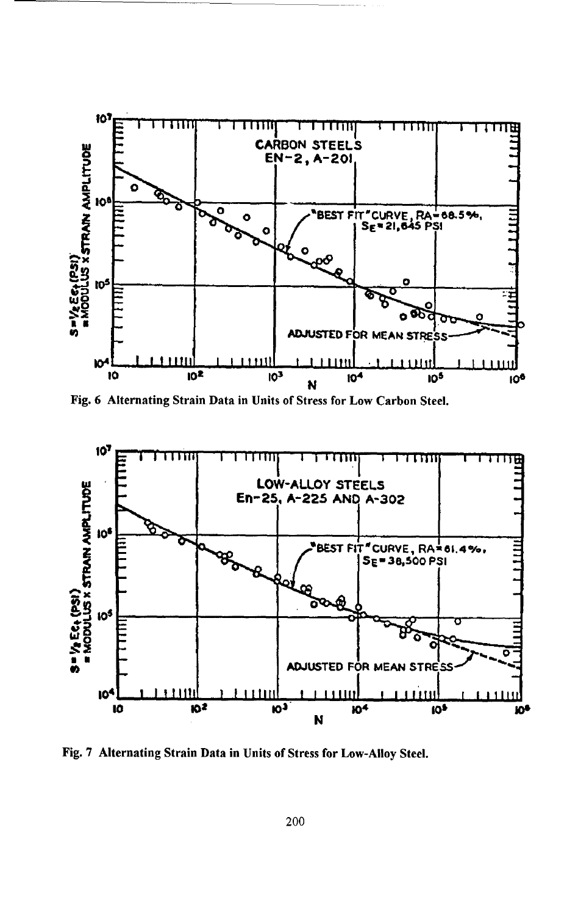Fig. 6 Alternating Strain Data in Units of Stress for Low Carbon Steel.

Fig. 7 Alternating Strain Data in Units of Stress for Low-Alloy Steel.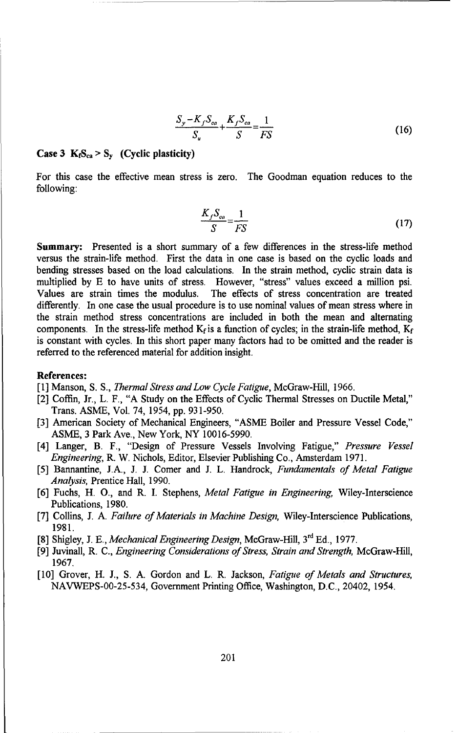$$\frac{S_y - K_f S_{ca}}{S_u} + \frac{K_f S_{ca}}{S} = \frac{1}{FS} \tag{16}$$

**Case 3 $K_f S_{ca} > S_y$ (Cyclic plasticity)**

For this case the effective mean stress is zero. The Goodman equation reduces to the following:

$$\frac{K_f S_{ca}}{S} = \frac{1}{FS} \tag{17}$$

**Summary:** Presented is a short summary of a few differences in the stress-life method versus the strain-life method. First the data in one case is based on the cyclic loads and bending stresses based on the load calculations. In the strain method, cyclic strain data is multiplied by E to have units of stress. However, "stress" values exceed a million psi. Values are strain times the modulus. The effects of stress concentration are treated differently. In one case the usual procedure is to use nominal values of mean stress where in the strain method stress concentrations are included in both the mean and alternating components. In the stress-life method $K_f$ is a function of cycles; in the strain-life method, $K_f$ is constant with cycles. In this short paper many factors had to be omitted and the reader is referred to the referenced material for addition insight.

**References:**

[1] Manson, S. S., *Thermal Stress and Low Cycle Fatigue*, McGraw-Hill, 1966.

[2] Coffin, Jr., L. F., "A Study on the Effects of Cyclic Thermal Stresses on Ductile Metal," Trans. ASME, Vol. 74, 1954, pp. 931-950.

[3] American Society of Mechanical Engineers, "ASME Boiler and Pressure Vessel Code," ASME, 3 Park Ave., New York, NY 10016-5990.

[4] Langer, B. F., "Design of Pressure Vessels Involving Fatigue," *Pressure Vessel Engineering*, R. W. Nichols, Editor, Elsevier Publishing Co., Amsterdam 1971.

[5] Bannantine, J.A., J. J. Comer and J. L. Handrock, *Fundamentals of Metal Fatigue Analysis*, Prentice Hall, 1990.

[6] Fuchs, H. O., and R. I. Stephens, *Metal Fatigue in Engineering*, Wiley-Interscience Publications, 1980.

[7] Collins, J. A. *Failure of Materials in Machine Design*, Wiley-Interscience Publications, 1981.

[8] Shigley, J. E., *Mechanical Engineering Design*, McGraw-Hill, 3rd Ed., 1977.

[9] Juvinall, R. C., *Engineering Considerations of Stress, Strain and Strength*, McGraw-Hill, 1967.

[10] Grover, H. J., S. A. Gordon and L. R. Jackson, *Fatigue of Metals and Structures*, NAVWEPS-00-25-534, Government Printing Office, Washington, D.C., 20402, 1954.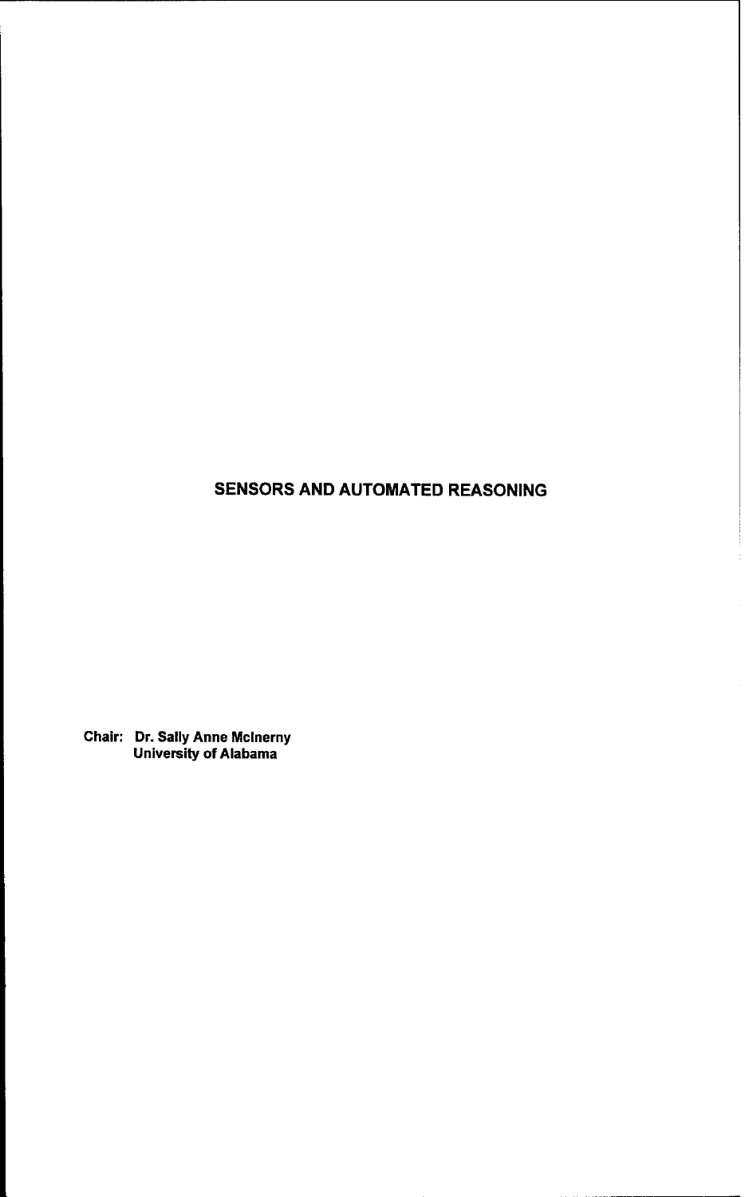# SENSORS AND AUTOMATED REASONING

**Chair: Dr. Sally Anne McInerny**
**University of Alabama**